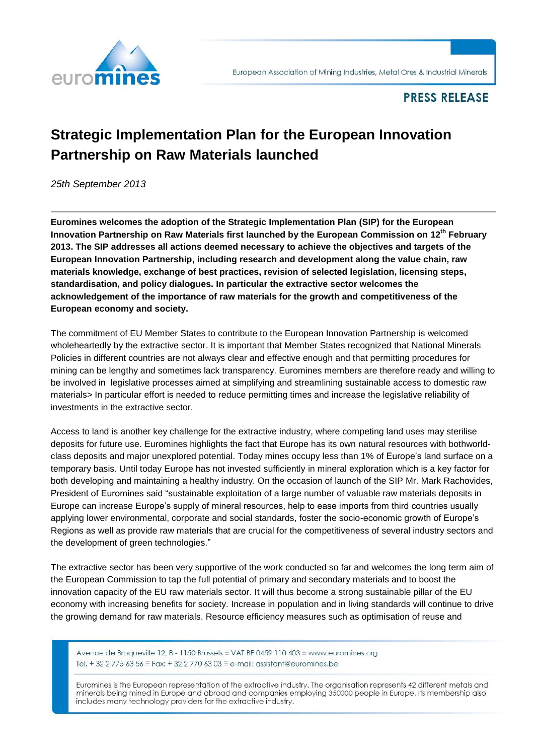euromines

European Association of Mining Industries, Metal Ores & Industrial Minerals

**PRESS RELEASE**

# Strategic Implementation Plan for the European Innovation Partnership on Raw Materials launched

*25th September 2013*

**Euromines welcomes the adoption of the Strategic Implementation Plan (SIP) for the European Innovation Partnership on Raw Materials first launched by the European Commission on 12th February 2013. The SIP addresses all actions deemed necessary to achieve the objectives and targets of the European Innovation Partnership, including research and development along the value chain, raw materials knowledge, exchange of best practices, revision of selected legislation, licensing steps, standardisation, and policy dialogues. In particular the extractive sector welcomes the acknowledgement of the importance of raw materials for the growth and competitiveness of the European economy and society.**

The commitment of EU Member States to contribute to the European Innovation Partnership is welcomed wholeheartedly by the extractive sector. It is important that Member States recognized that National Minerals Policies in different countries are not always clear and effective enough and that permitting procedures for mining can be lengthy and sometimes lack transparency. Euromines members are therefore ready and willing to be involved in legislative processes aimed at simplifying and streamlining sustainable access to domestic raw materials> In particular effort is needed to reduce permitting times and increase the legislative reliability of investments in the extractive sector.

Access to land is another key challenge for the extractive industry, where competing land uses may sterilise deposits for future use. Euromines highlights the fact that Europe has its own natural resources with bothworld-class deposits and major unexplored potential. Today mines occupy less than 1% of Europe's land surface on a temporary basis. Until today Europe has not invested sufficiently in mineral exploration which is a key factor for both developing and maintaining a healthy industry. On the occasion of launch of the SIP Mr. Mark Rachovides, President of Euromines said "sustainable exploitation of a large number of valuable raw materials deposits in Europe can increase Europe's supply of mineral resources, help to ease imports from third countries usually applying lower environmental, corporate and social standards, foster the socio-economic growth of Europe's Regions as well as provide raw materials that are crucial for the competitiveness of several industry sectors and the development of green technologies."

The extractive sector has been very supportive of the work conducted so far and welcomes the long term aim of the European Commission to tap the full potential of primary and secondary materials and to boost the innovation capacity of the EU raw materials sector. It will thus become a strong sustainable pillar of the EU economy with increasing benefits for society. Increase in population and in living standards will continue to drive the growing demand for raw materials. Resource efficiency measures such as optimisation of reuse and

Avenue de Broqueville 12, B - 1150 Brussels ≡ VAT BE 0459 110 403 ≡ www.euromines.org
Tel. + 32 2 775 63 56 ≡ Fax: + 32 2 770 63 03 ≡ e-mail: assistant@euromines.be

Euromines is the European representation of the extractive industry. The organisation represents 42 different metals and minerals being mined in Europe and abroad and companies employing 350000 people in Europe. Its membership also includes many technology providers for the extractive industry.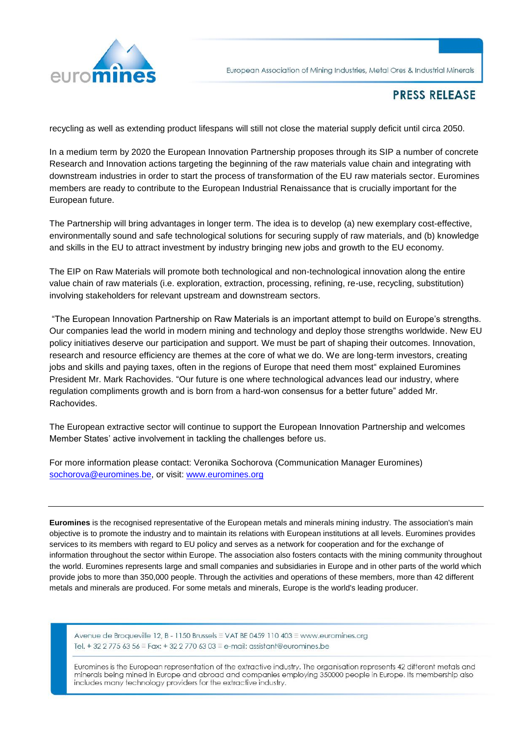recycling as well as extending product lifespans will still not close the material supply deficit until circa 2050.

In a medium term by 2020 the European Innovation Partnership proposes through its SIP a number of concrete Research and Innovation actions targeting the beginning of the raw materials value chain and integrating with downstream industries in order to start the process of transformation of the EU raw materials sector. Euromines members are ready to contribute to the European Industrial Renaissance that is crucially important for the European future.

The Partnership will bring advantages in longer term. The idea is to develop (a) new exemplary cost-effective, environmentally sound and safe technological solutions for securing supply of raw materials, and (b) knowledge and skills in the EU to attract investment by industry bringing new jobs and growth to the EU economy.

The EIP on Raw Materials will promote both technological and non-technological innovation along the entire value chain of raw materials (i.e. exploration, extraction, processing, refining, re-use, recycling, substitution) involving stakeholders for relevant upstream and downstream sectors.

"The European Innovation Partnership on Raw Materials is an important attempt to build on Europe's strengths. Our companies lead the world in modern mining and technology and deploy those strengths worldwide. New EU policy initiatives deserve our participation and support. We must be part of shaping their outcomes. Innovation, research and resource efficiency are themes at the core of what we do. We are long-term investors, creating jobs and skills and paying taxes, often in the regions of Europe that need them most" explained Euromines President Mr. Mark Rachovides. "Our future is one where technological advances lead our industry, where regulation compliments growth and is born from a hard-won consensus for a better future" added Mr. Rachovides.

The European extractive sector will continue to support the European Innovation Partnership and welcomes Member States' active involvement in tackling the challenges before us.

For more information please contact: Veronika Sochorova (Communication Manager Euromines) sochorova@euromines.be, or visit: www.euromines.org

---

**Euromines** is the recognised representative of the European metals and minerals mining industry. The association's main objective is to promote the industry and to maintain its relations with European institutions at all levels. Euromines provides services to its members with regard to EU policy and serves as a network for cooperation and for the exchange of information throughout the sector within Europe. The association also fosters contacts with the mining community throughout the world. Euromines represents large and small companies and subsidiaries in Europe and in other parts of the world which provide jobs to more than 350,000 people. Through the activities and operations of these members, more than 42 different metals and minerals are produced. For some metals and minerals, Europe is the world's leading producer.